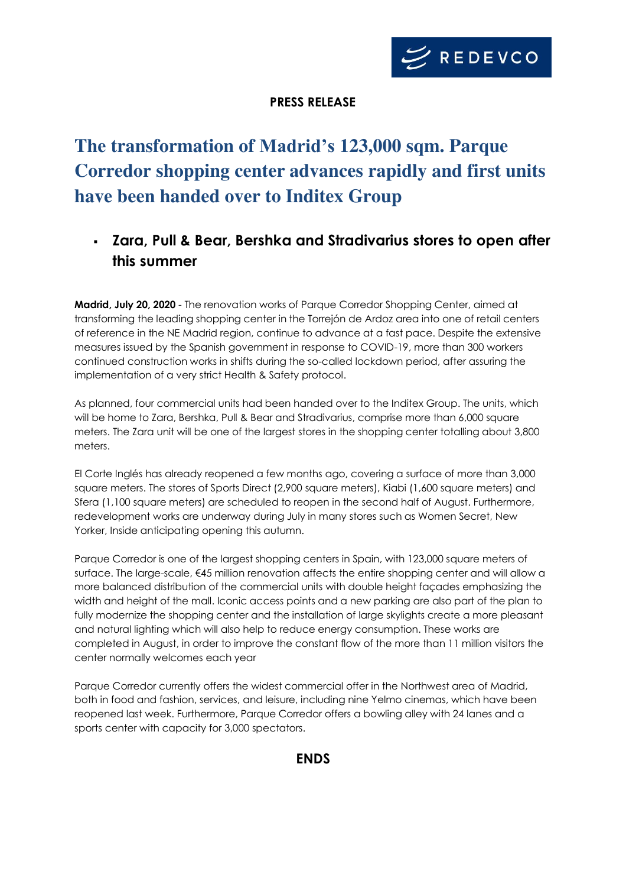REDEVCO

**PRESS RELEASE**

# The transformation of Madrid's 123,000 sqm. Parque Corredor shopping center advances rapidly and first units have been handed over to Inditex Group

- **Zara, Pull & Bear, Bershka and Stradivarius stores to open after this summer**

**Madrid, July 20, 2020** - The renovation works of Parque Corredor Shopping Center, aimed at transforming the leading shopping center in the Torrejón de Ardoz area into one of retail centers of reference in the NE Madrid region, continue to advance at a fast pace. Despite the extensive measures issued by the Spanish government in response to COVID-19, more than 300 workers continued construction works in shifts during the so-called lockdown period, after assuring the implementation of a very strict Health & Safety protocol.

As planned, four commercial units had been handed over to the Inditex Group. The units, which will be home to Zara, Bershka, Pull & Bear and Stradivarius, comprise more than 6,000 square meters. The Zara unit will be one of the largest stores in the shopping center totalling about 3,800 meters.

El Corte Inglés has already reopened a few months ago, covering a surface of more than 3,000 square meters. The stores of Sports Direct (2,900 square meters), Kiabi (1,600 square meters) and Sfera (1,100 square meters) are scheduled to reopen in the second half of August. Furthermore, redevelopment works are underway during July in many stores such as Women Secret, New Yorker, Inside anticipating opening this autumn.

Parque Corredor is one of the largest shopping centers in Spain, with 123,000 square meters of surface. The large-scale, €45 million renovation affects the entire shopping center and will allow a more balanced distribution of the commercial units with double height façades emphasizing the width and height of the mall. Iconic access points and a new parking are also part of the plan to fully modernize the shopping center and the installation of large skylights create a more pleasant and natural lighting which will also help to reduce energy consumption. These works are completed in August, in order to improve the constant flow of the more than 11 million visitors the center normally welcomes each year

Parque Corredor currently offers the widest commercial offer in the Northwest area of Madrid, both in food and fashion, services, and leisure, including nine Yelmo cinemas, which have been reopened last week. Furthermore, Parque Corredor offers a bowling alley with 24 lanes and a sports center with capacity for 3,000 spectators.

**ENDS**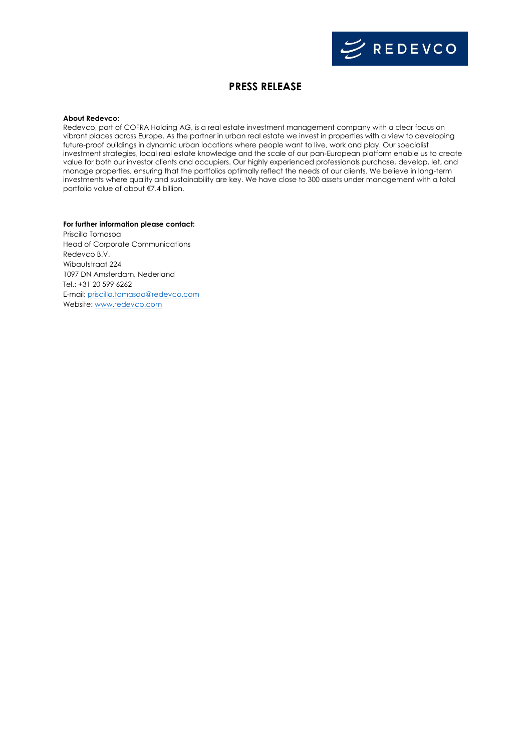# PRESS RELEASE

**About Redevco:**
Redevco, part of COFRA Holding AG, is a real estate investment management company with a clear focus on vibrant places across Europe. As the partner in urban real estate we invest in properties with a view to developing future-proof buildings in dynamic urban locations where people want to live, work and play. Our specialist investment strategies, local real estate knowledge and the scale of our pan-European platform enable us to create value for both our investor clients and occupiers. Our highly experienced professionals purchase, develop, let, and manage properties, ensuring that the portfolios optimally reflect the needs of our clients. We believe in long-term investments where quality and sustainability are key. We have close to 300 assets under management with a total portfolio value of about €7.4 billion.

**For further information please contact:**
Priscilla Tomasoa
Head of Corporate Communications
Redevco B.V.
Wibautstraat 224
1097 DN Amsterdam, Nederland
Tel.: +31 20 599 6262
E-mail: priscilla.tomasoa@redevco.com
Website: www.redevco.com